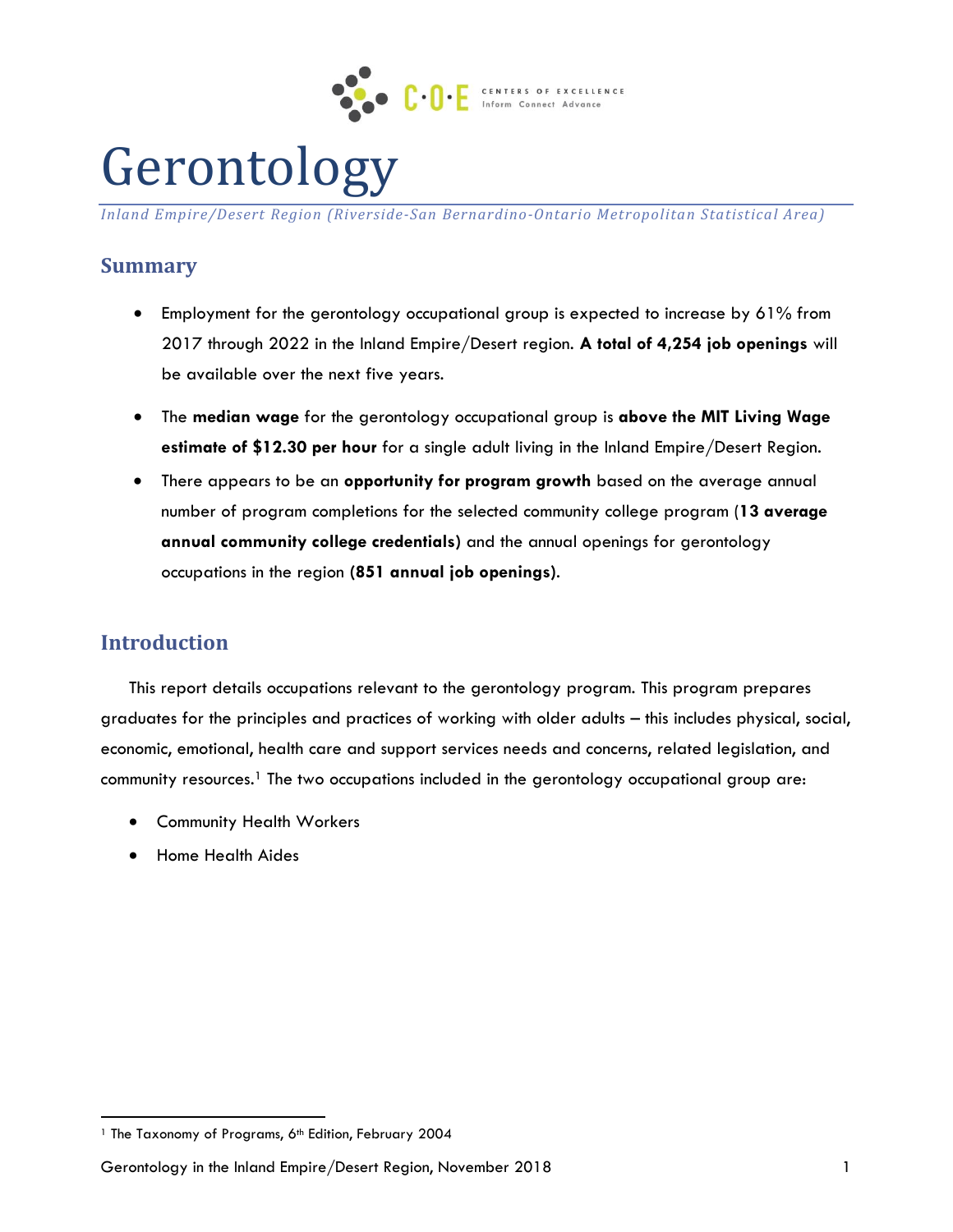# Gerontology

*Inland Empire/Desert Region (Riverside-San Bernardino-Ontario Metropolitan Statistical Area)*

## Summary

- Employment for the gerontology occupational group is expected to increase by 61% from 2017 through 2022 in the Inland Empire/Desert region. **A total of 4,254 job openings** will be available over the next five years.
- The **median wage** for the gerontology occupational group is **above the MIT Living Wage estimate of $12.30 per hour** for a single adult living in the Inland Empire/Desert Region.
- There appears to be an **opportunity for program growth** based on the average annual number of program completions for the selected community college program (**13 average annual community college credentials**) and the annual openings for gerontology occupations in the region **(851 annual job openings)**.

## Introduction

This report details occupations relevant to the gerontology program. This program prepares graduates for the principles and practices of working with older adults – this includes physical, social, economic, emotional, health care and support services needs and concerns, related legislation, and community resources.[1] The two occupations included in the gerontology occupational group are:

- Community Health Workers
- Home Health Aides

[1] The Taxonomy of Programs, 6th Edition, February 2004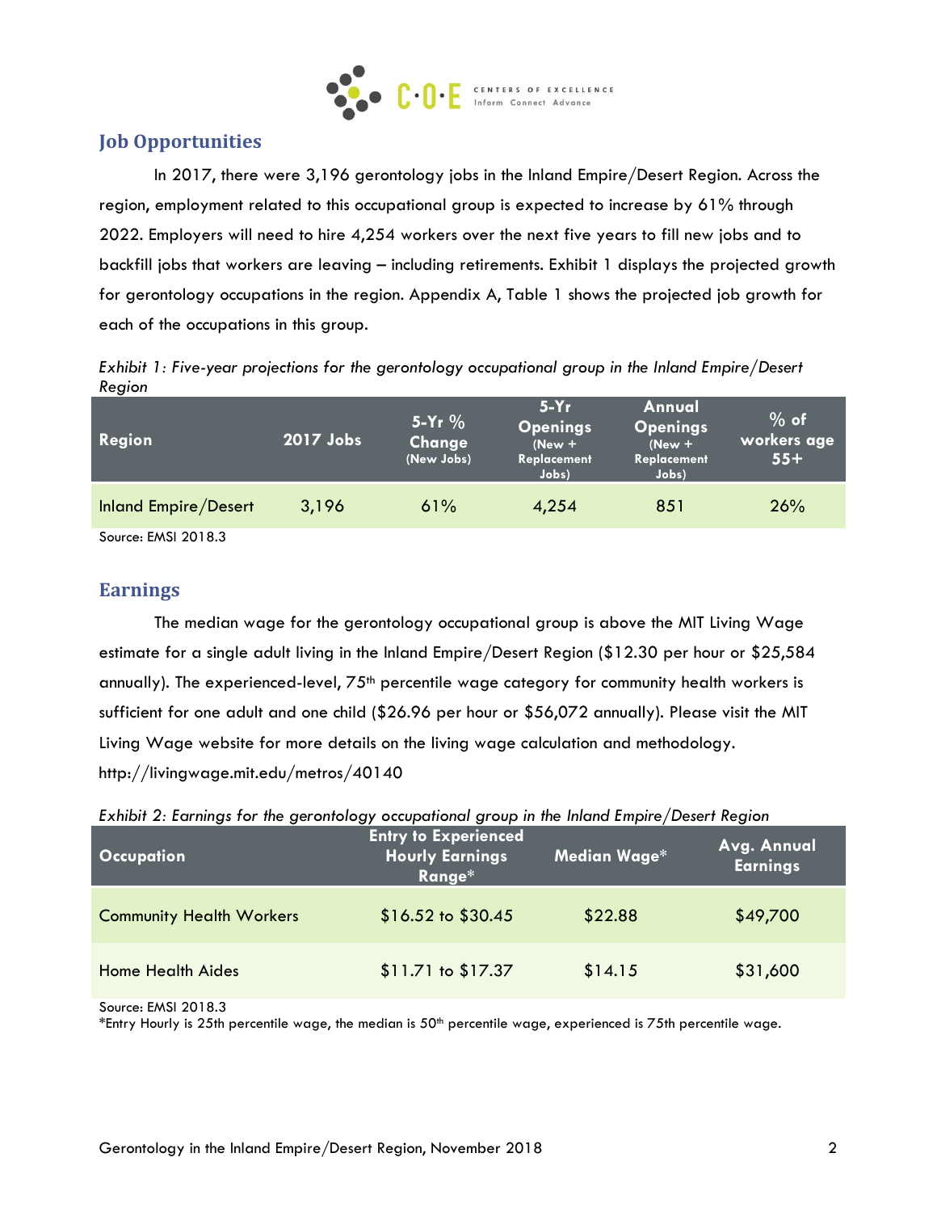## Job Opportunities

In 2017, there were 3,196 gerontology jobs in the Inland Empire/Desert Region. Across the region, employment related to this occupational group is expected to increase by 61% through 2022. Employers will need to hire 4,254 workers over the next five years to fill new jobs and to backfill jobs that workers are leaving – including retirements. Exhibit 1 displays the projected growth for gerontology occupations in the region. Appendix A, Table 1 shows the projected job growth for each of the occupations in this group.

*Exhibit 1: Five-year projections for the gerontology occupational group in the Inland Empire/Desert Region*

| Region | 2017 Jobs | 5-Yr % Change (New Jobs) | 5-Yr Openings (New + Replacement Jobs) | Annual Openings (New + Replacement Jobs) | % of workers age 55+ |
|---|---|---|---|---|---|
| Inland Empire/Desert | 3,196 | 61% | 4,254 | 851 | 26% |

Source: EMSI 2018.3

## Earnings

The median wage for the gerontology occupational group is above the MIT Living Wage estimate for a single adult living in the Inland Empire/Desert Region ($12.30 per hour or $25,584 annually). The experienced-level, 75th percentile wage category for community health workers is sufficient for one adult and one child ($26.96 per hour or $56,072 annually). Please visit the MIT Living Wage website for more details on the living wage calculation and methodology. http://livingwage.mit.edu/metros/40140

*Exhibit 2: Earnings for the gerontology occupational group in the Inland Empire/Desert Region*

| Occupation | Entry to Experienced Hourly Earnings Range* | Median Wage* | Avg. Annual Earnings |
|---|---|---|---|
| Community Health Workers | $16.52 to $30.45 | $22.88 | $49,700 |
| Home Health Aides | $11.71 to $17.37 | $14.15 | $31,600 |

Source: EMSI 2018.3
*Entry Hourly is 25th percentile wage, the median is 50th percentile wage, experienced is 75th percentile wage.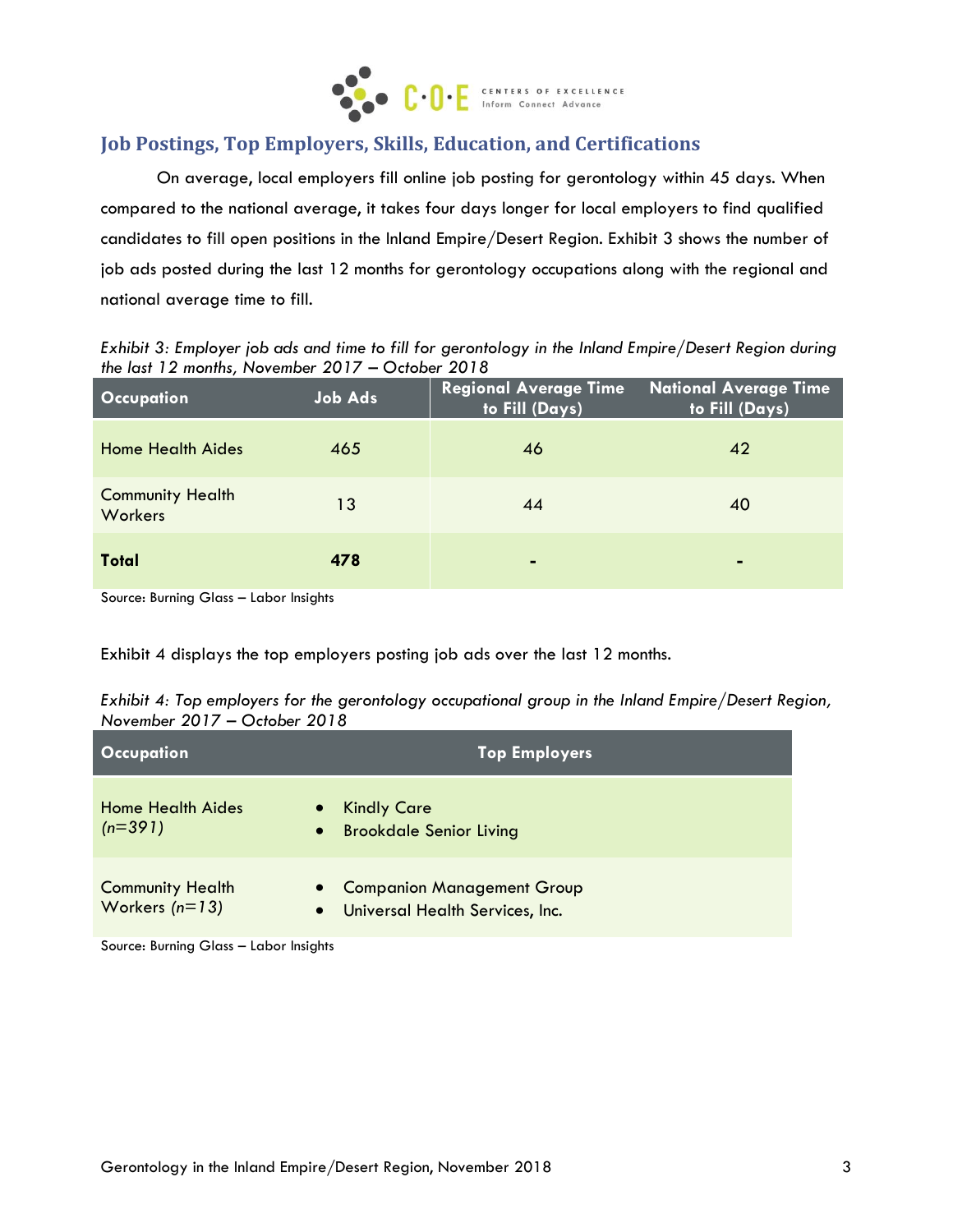## Job Postings, Top Employers, Skills, Education, and Certifications

On average, local employers fill online job posting for gerontology within 45 days. When compared to the national average, it takes four days longer for local employers to find qualified candidates to fill open positions in the Inland Empire/Desert Region. Exhibit 3 shows the number of job ads posted during the last 12 months for gerontology occupations along with the regional and national average time to fill.

*Exhibit 3: Employer job ads and time to fill for gerontology in the Inland Empire/Desert Region during the last 12 months, November 2017 – October 2018*

| Occupation | Job Ads | Regional Average Time to Fill (Days) | National Average Time to Fill (Days) |
|---|---|---|---|
| Home Health Aides | 465 | 46 | 42 |
| Community Health Workers | 13 | 44 | 40 |
| **Total** | **478** | - | - |

Source: Burning Glass – Labor Insights

Exhibit 4 displays the top employers posting job ads over the last 12 months.

*Exhibit 4: Top employers for the gerontology occupational group in the Inland Empire/Desert Region, November 2017 – October 2018*

| Occupation | Top Employers |
|---|---|
| Home Health Aides *(n=391)* | • Kindly Care<br>• Brookdale Senior Living |
| Community Health Workers *(n=13)* | • Companion Management Group<br>• Universal Health Services, Inc. |

Source: Burning Glass – Labor Insights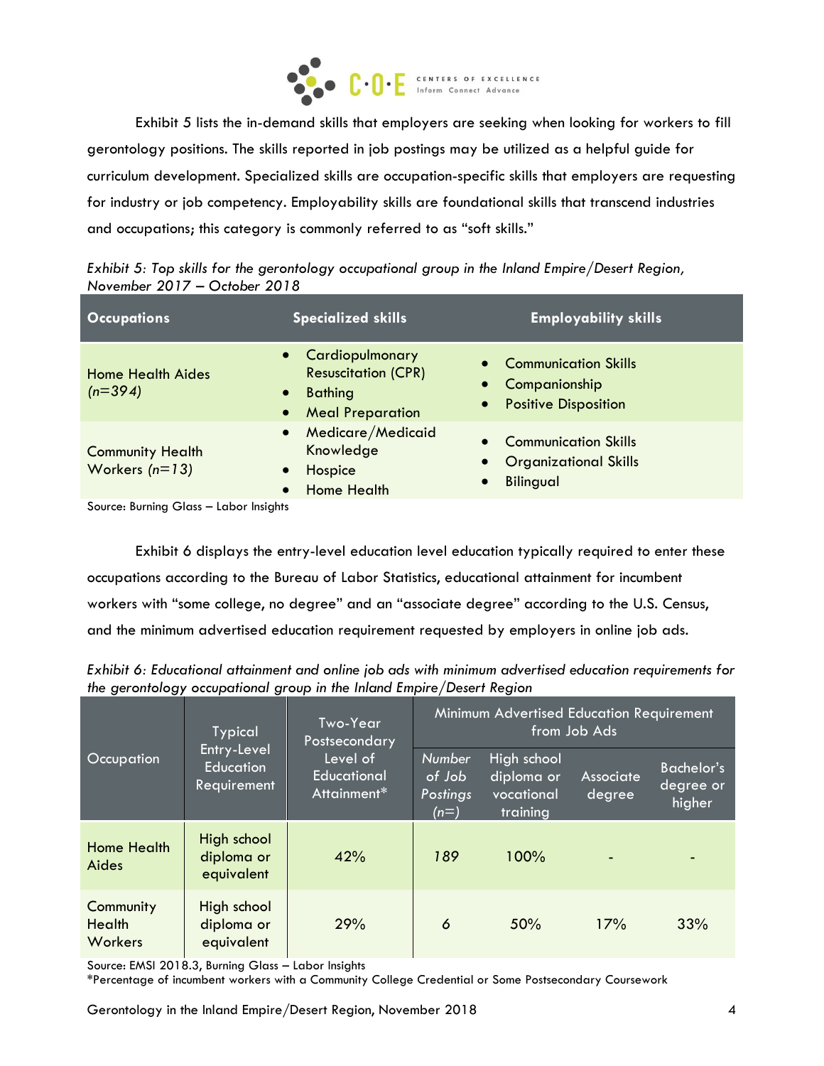Exhibit 5 lists the in-demand skills that employers are seeking when looking for workers to fill gerontology positions. The skills reported in job postings may be utilized as a helpful guide for curriculum development. Specialized skills are occupation-specific skills that employers are requesting for industry or job competency. Employability skills are foundational skills that transcend industries and occupations; this category is commonly referred to as "soft skills."

*Exhibit 5: Top skills for the gerontology occupational group in the Inland Empire/Desert Region, November 2017 – October 2018*

| Occupations | Specialized skills | Employability skills |
| --- | --- | --- |
| Home Health Aides *(n=394)* | • Cardiopulmonary Resuscitation (CPR)<br>• Bathing<br>• Meal Preparation | • Communication Skills<br>• Companionship<br>• Positive Disposition |
| Community Health Workers *(n=13)* | • Medicare/Medicaid Knowledge<br>• Hospice<br>• Home Health | • Communication Skills<br>• Organizational Skills<br>• Bilingual |

Source: Burning Glass – Labor Insights

Exhibit 6 displays the entry-level education level education typically required to enter these occupations according to the Bureau of Labor Statistics, educational attainment for incumbent workers with "some college, no degree" and an "associate degree" according to the U.S. Census, and the minimum advertised education requirement requested by employers in online job ads.

*Exhibit 6: Educational attainment and online job ads with minimum advertised education requirements for the gerontology occupational group in the Inland Empire/Desert Region*

| Occupation | Typical Entry-Level Education Requirement | Two-Year Postsecondary Level of Educational Attainment* | Minimum Advertised Education Requirement from Job Ads | | | |
| --- | --- | --- | --- | --- | --- | --- |
| | | | *Number of Job Postings (n=)* | High school diploma or vocational training | Associate degree | Bachelor's degree or higher |
| Home Health Aides | High school diploma or equivalent | 42% | *189* | 100% | - | - |
| Community Health Workers | High school diploma or equivalent | 29% | *6* | 50% | 17% | 33% |

Source: EMSI 2018.3, Burning Glass – Labor Insights
*Percentage of incumbent workers with a Community College Credential or Some Postsecondary Coursework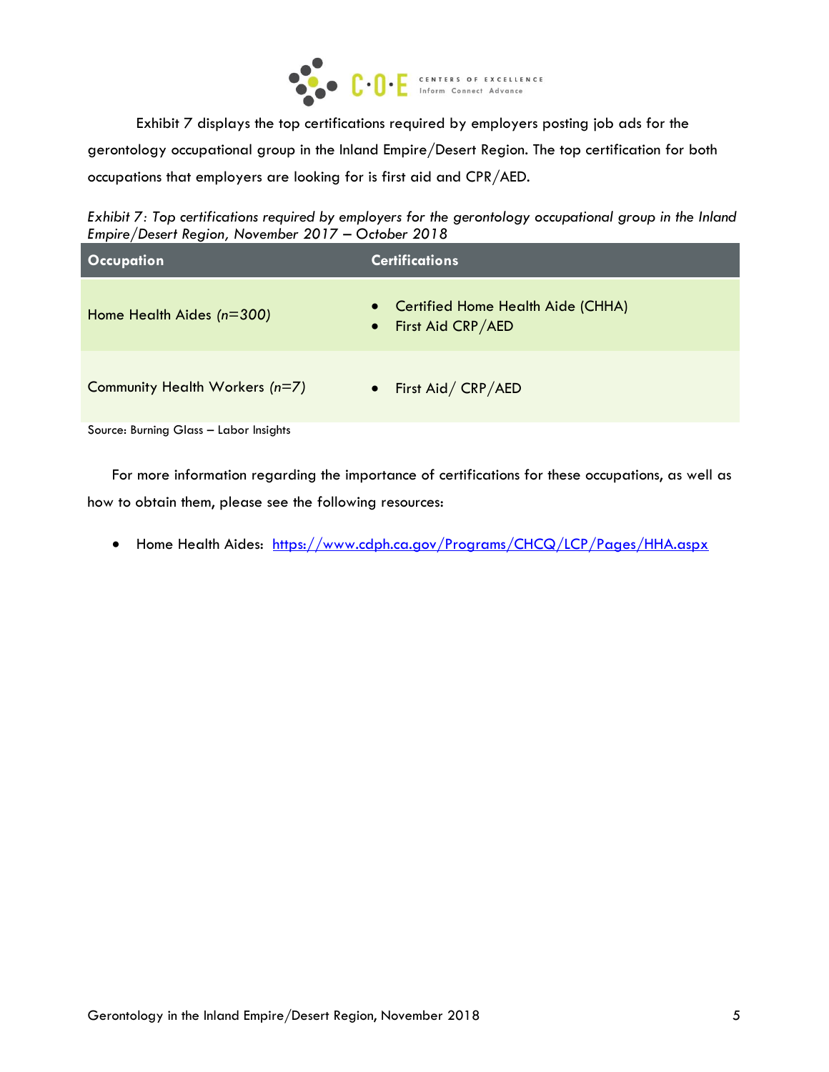Exhibit 7 displays the top certifications required by employers posting job ads for the gerontology occupational group in the Inland Empire/Desert Region. The top certification for both occupations that employers are looking for is first aid and CPR/AED.

*Exhibit 7: Top certifications required by employers for the gerontology occupational group in the Inland Empire/Desert Region, November 2017 – October 2018*

| Occupation | Certifications |
|---|---|
| Home Health Aides *(n=300)* | • Certified Home Health Aide (CHHA)<br>• First Aid CRP/AED |
| Community Health Workers *(n=7)* | • First Aid/ CRP/AED |

Source: Burning Glass – Labor Insights

For more information regarding the importance of certifications for these occupations, as well as how to obtain them, please see the following resources:

- Home Health Aides: [https://www.cdph.ca.gov/Programs/CHCQ/LCP/Pages/HHA.aspx](https://www.cdph.ca.gov/Programs/CHCQ/LCP/Pages/HHA.aspx)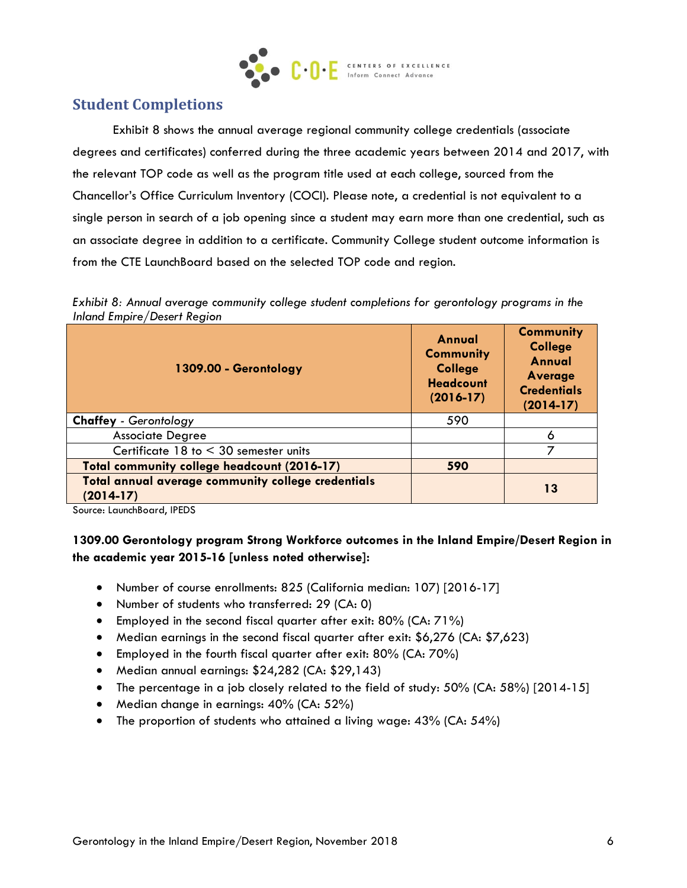## Student Completions

Exhibit 8 shows the annual average regional community college credentials (associate degrees and certificates) conferred during the three academic years between 2014 and 2017, with the relevant TOP code as well as the program title used at each college, sourced from the Chancellor's Office Curriculum Inventory (COCI). Please note, a credential is not equivalent to a single person in search of a job opening since a student may earn more than one credential, such as an associate degree in addition to a certificate. Community College student outcome information is from the CTE LaunchBoard based on the selected TOP code and region.

*Exhibit 8: Annual average community college student completions for gerontology programs in the Inland Empire/Desert Region*

| 1309.00 - Gerontology | Annual Community College Headcount (2016-17) | Community College Annual Average Credentials (2014-17) |
|---|---|---|
| **Chaffey** - *Gerontology* | 590 | |
| Associate Degree | | 6 |
| Certificate 18 to < 30 semester units | | 7 |
| **Total community college headcount (2016-17)** | **590** | |
| **Total annual average community college credentials (2014-17)** | | **13** |

Source: LaunchBoard, IPEDS

**1309.00 Gerontology program Strong Workforce outcomes in the Inland Empire/Desert Region in the academic year 2015-16 [unless noted otherwise]:**

- Number of course enrollments: 825 (California median: 107) [2016-17]
- Number of students who transferred: 29 (CA: 0)
- Employed in the second fiscal quarter after exit: 80% (CA: 71%)
- Median earnings in the second fiscal quarter after exit: $6,276 (CA: $7,623)
- Employed in the fourth fiscal quarter after exit: 80% (CA: 70%)
- Median annual earnings: $24,282 (CA: $29,143)
- The percentage in a job closely related to the field of study: 50% (CA: 58%) [2014-15]
- Median change in earnings: 40% (CA: 52%)
- The proportion of students who attained a living wage: 43% (CA: 54%)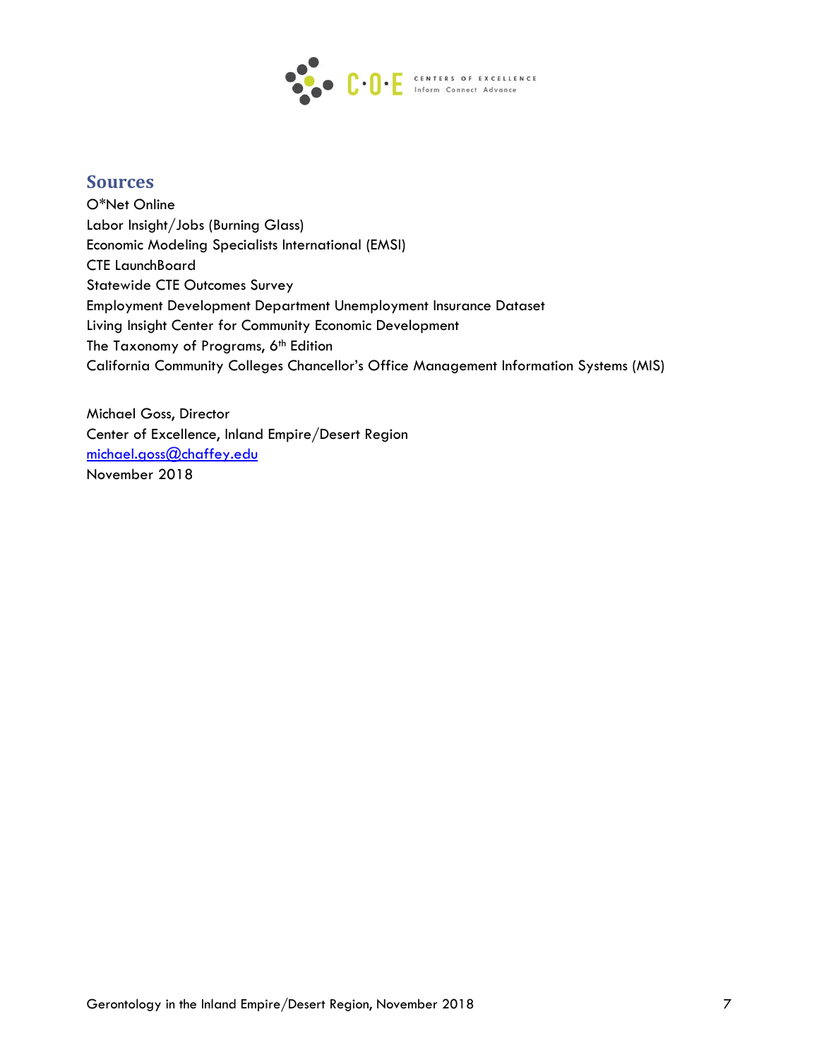## Sources

O*Net Online
Labor Insight/Jobs (Burning Glass)
Economic Modeling Specialists International (EMSI)
CTE LaunchBoard
Statewide CTE Outcomes Survey
Employment Development Department Unemployment Insurance Dataset
Living Insight Center for Community Economic Development
The Taxonomy of Programs, 6th Edition
California Community Colleges Chancellor's Office Management Information Systems (MIS)

Michael Goss, Director
Center of Excellence, Inland Empire/Desert Region
michael.goss@chaffey.edu
November 2018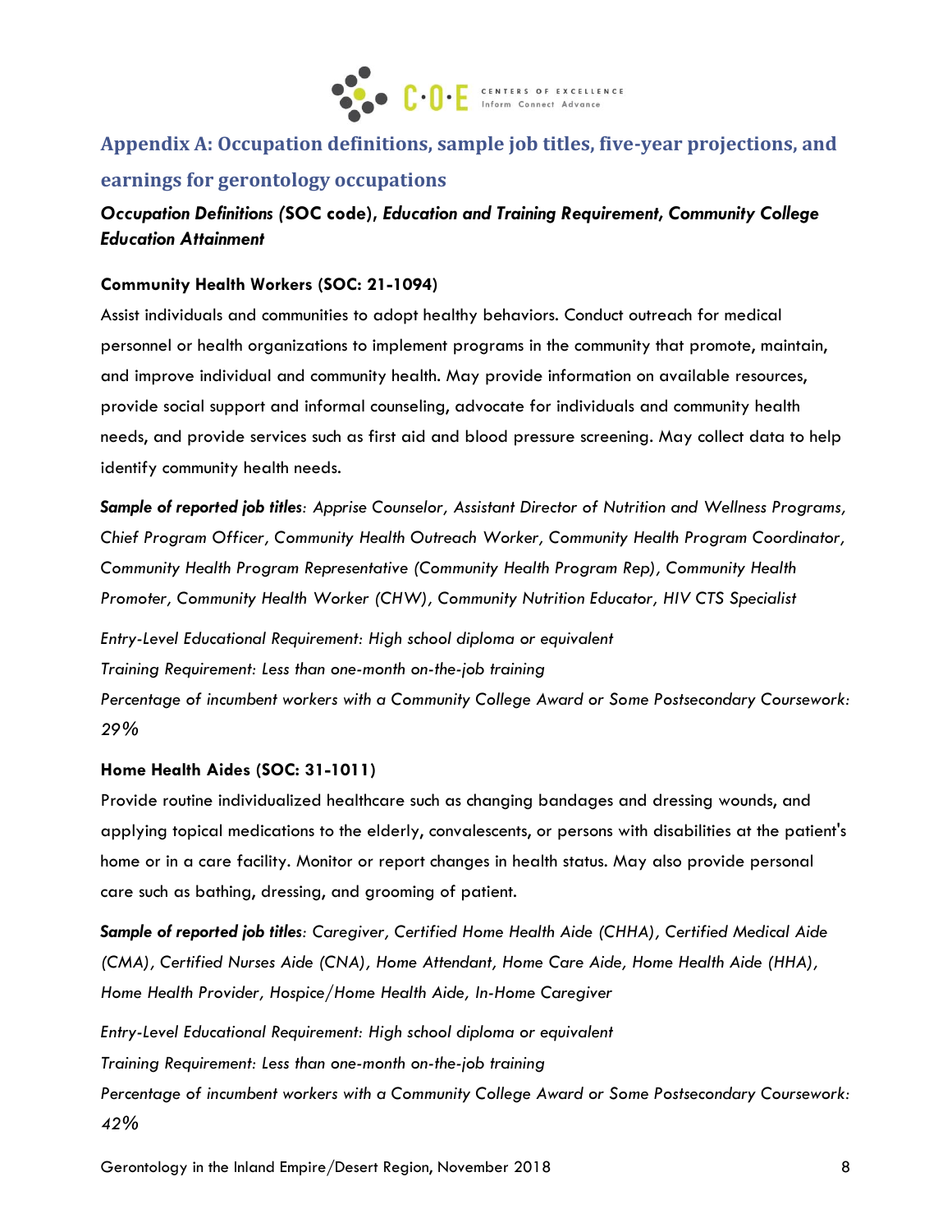## Appendix A: Occupation definitions, sample job titles, five-year projections, and earnings for gerontology occupations

***Occupation Definitions (*SOC code*), Education and Training Requirement, Community College Education Attainment***

**Community Health Workers (SOC: 21-1094)**

Assist individuals and communities to adopt healthy behaviors. Conduct outreach for medical personnel or health organizations to implement programs in the community that promote, maintain, and improve individual and community health. May provide information on available resources, provide social support and informal counseling, advocate for individuals and community health needs, and provide services such as first aid and blood pressure screening. May collect data to help identify community health needs.

***Sample of reported job titles****: Apprise Counselor, Assistant Director of Nutrition and Wellness Programs, Chief Program Officer, Community Health Outreach Worker, Community Health Program Coordinator, Community Health Program Representative (Community Health Program Rep), Community Health Promoter, Community Health Worker (CHW), Community Nutrition Educator, HIV CTS Specialist*

*Entry-Level Educational Requirement: High school diploma or equivalent*
*Training Requirement: Less than one-month on-the-job training*
*Percentage of incumbent workers with a Community College Award or Some Postsecondary Coursework: 29%*

**Home Health Aides (SOC: 31-1011)**

Provide routine individualized healthcare such as changing bandages and dressing wounds, and applying topical medications to the elderly, convalescents, or persons with disabilities at the patient's home or in a care facility. Monitor or report changes in health status. May also provide personal care such as bathing, dressing, and grooming of patient.

***Sample of reported job titles****: Caregiver, Certified Home Health Aide (CHHA), Certified Medical Aide (CMA), Certified Nurses Aide (CNA), Home Attendant, Home Care Aide, Home Health Aide (HHA), Home Health Provider, Hospice/Home Health Aide, In-Home Caregiver*

*Entry-Level Educational Requirement: High school diploma or equivalent*
*Training Requirement: Less than one-month on-the-job training*
*Percentage of incumbent workers with a Community College Award or Some Postsecondary Coursework: 42%*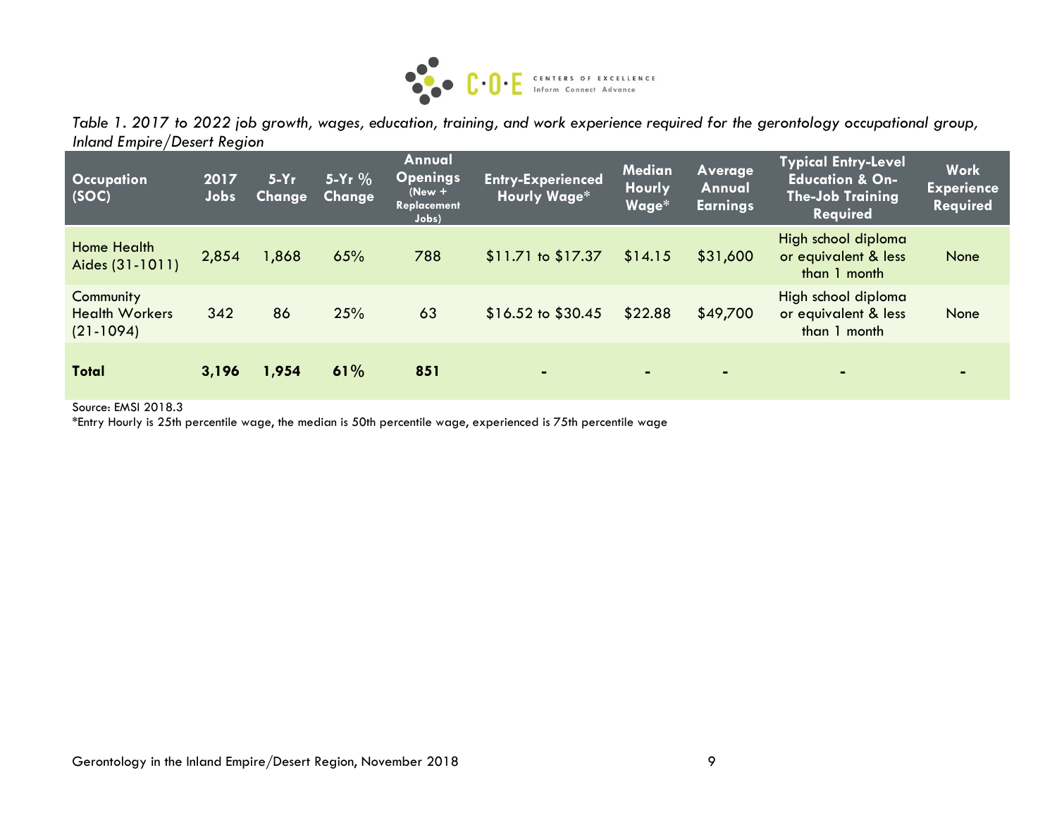*Table 1. 2017 to 2022 job growth, wages, education, training, and work experience required for the gerontology occupational group, Inland Empire/Desert Region*

| Occupation (SOC) | 2017 Jobs | 5-Yr Change | 5-Yr % Change | Annual Openings (New + Replacement Jobs) | Entry-Experienced Hourly Wage* | Median Hourly Wage* | Average Annual Earnings | Typical Entry-Level Education & On-The-Job Training Required | Work Experience Required |
|---|---|---|---|---|---|---|---|---|---|
| Home Health Aides (31-1011) | 2,854 | 1,868 | 65% | 788 | $11.71 to $17.37 | $14.15 | $31,600 | High school diploma or equivalent & less than 1 month | None |
| Community Health Workers (21-1094) | 342 | 86 | 25% | 63 | $16.52 to $30.45 | $22.88 | $49,700 | High school diploma or equivalent & less than 1 month | None |
| **Total** | **3,196** | **1,954** | **61%** | **851** | - | - | - | - | - |

Source: EMSI 2018.3

*Entry Hourly is 25th percentile wage, the median is 50th percentile wage, experienced is 75th percentile wage